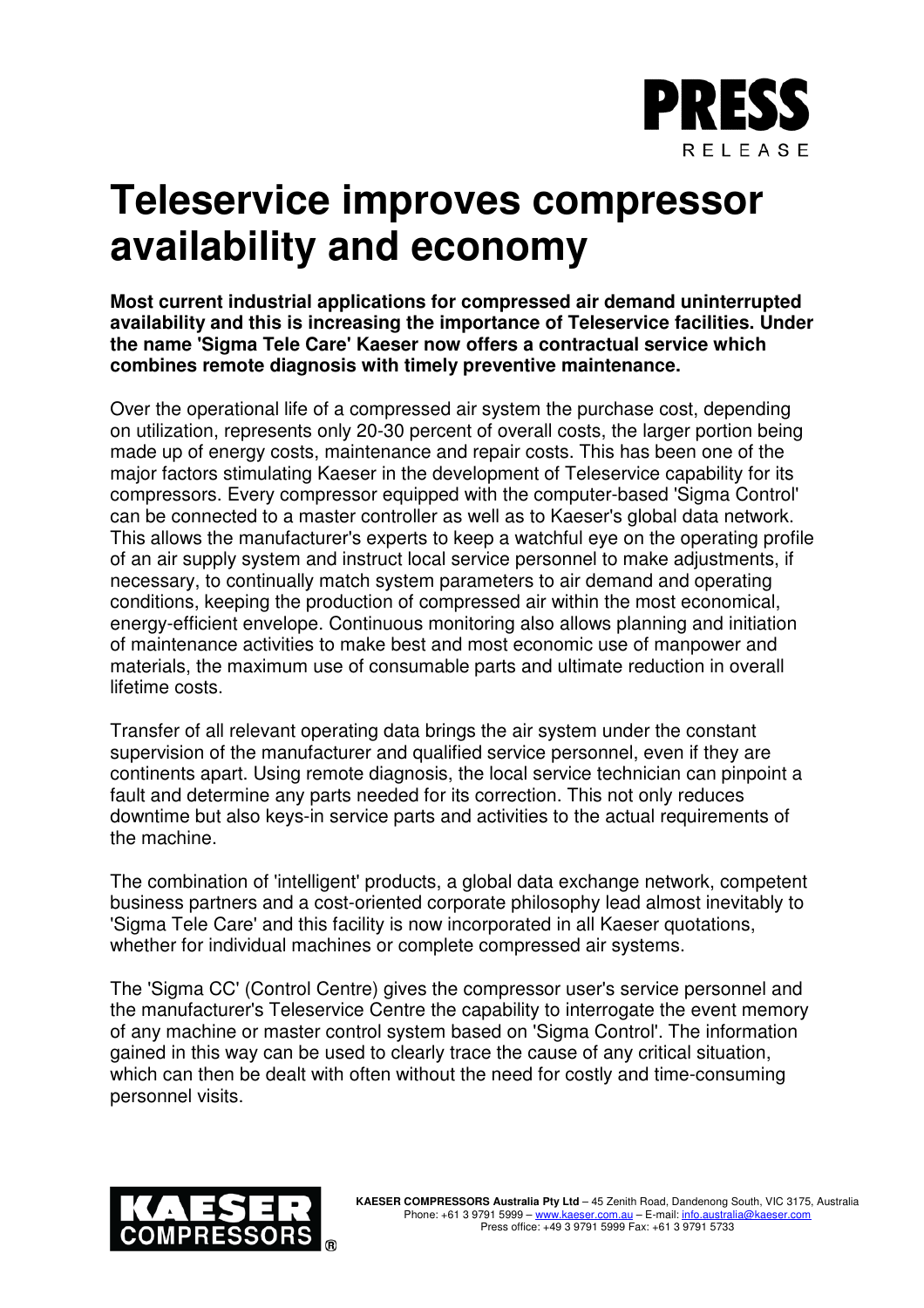# Teleservice improves compressor availability and economy

**Most current industrial applications for compressed air demand uninterrupted availability and this is increasing the importance of Teleservice facilities. Under the name 'Sigma Tele Care' Kaeser now offers a contractual service which combines remote diagnosis with timely preventive maintenance.**

Over the operational life of a compressed air system the purchase cost, depending on utilization, represents only 20-30 percent of overall costs, the larger portion being made up of energy costs, maintenance and repair costs. This has been one of the major factors stimulating Kaeser in the development of Teleservice capability for its compressors. Every compressor equipped with the computer-based 'Sigma Control' can be connected to a master controller as well as to Kaeser's global data network. This allows the manufacturer's experts to keep a watchful eye on the operating profile of an air supply system and instruct local service personnel to make adjustments, if necessary, to continually match system parameters to air demand and operating conditions, keeping the production of compressed air within the most economical, energy-efficient envelope. Continuous monitoring also allows planning and initiation of maintenance activities to make best and most economic use of manpower and materials, the maximum use of consumable parts and ultimate reduction in overall lifetime costs.

Transfer of all relevant operating data brings the air system under the constant supervision of the manufacturer and qualified service personnel, even if they are continents apart. Using remote diagnosis, the local service technician can pinpoint a fault and determine any parts needed for its correction. This not only reduces downtime but also keys-in service parts and activities to the actual requirements of the machine.

The combination of 'intelligent' products, a global data exchange network, competent business partners and a cost-oriented corporate philosophy lead almost inevitably to 'Sigma Tele Care' and this facility is now incorporated in all Kaeser quotations, whether for individual machines or complete compressed air systems.

The 'Sigma CC' (Control Centre) gives the compressor user's service personnel and the manufacturer's Teleservice Centre the capability to interrogate the event memory of any machine or master control system based on 'Sigma Control'. The information gained in this way can be used to clearly trace the cause of any critical situation, which can then be dealt with often without the need for costly and time-consuming personnel visits.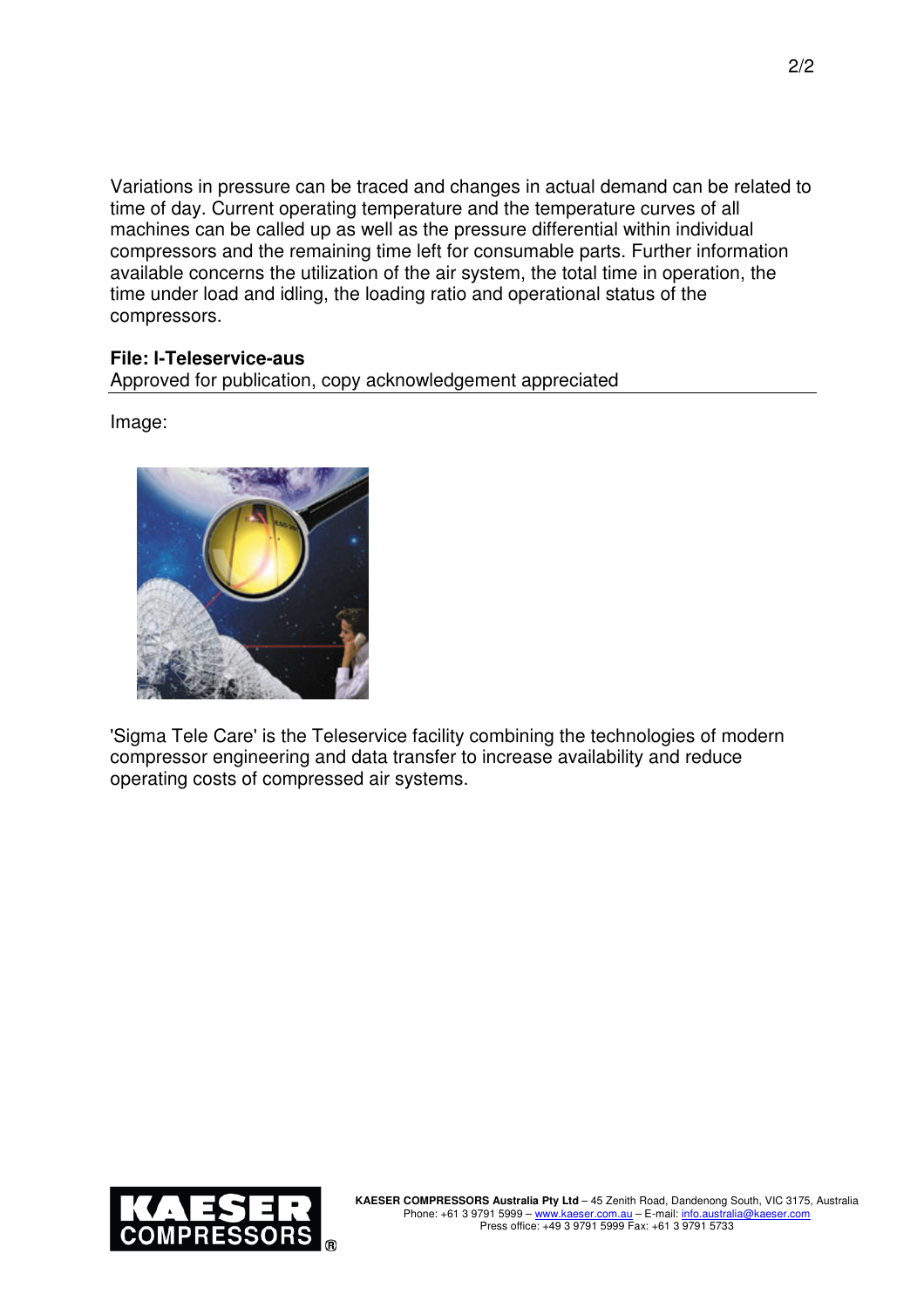Variations in pressure can be traced and changes in actual demand can be related to time of day. Current operating temperature and the temperature curves of all machines can be called up as well as the pressure differential within individual compressors and the remaining time left for consumable parts. Further information available concerns the utilization of the air system, the total time in operation, the time under load and idling, the loading ratio and operational status of the compressors.

**File: I-Teleservice-aus**
Approved for publication, copy acknowledgement appreciated

Image:

'Sigma Tele Care' is the Teleservice facility combining the technologies of modern compressor engineering and data transfer to increase availability and reduce operating costs of compressed air systems.

**KAESER COMPRESSORS Australia Pty Ltd** – 45 Zenith Road, Dandenong South, VIC 3175, Australia
Phone: +61 3 9791 5999 – www.kaeser.com.au – E-mail: info.australia@kaeser.com
Press office: +49 3 9791 5999 Fax: +61 3 9791 5733